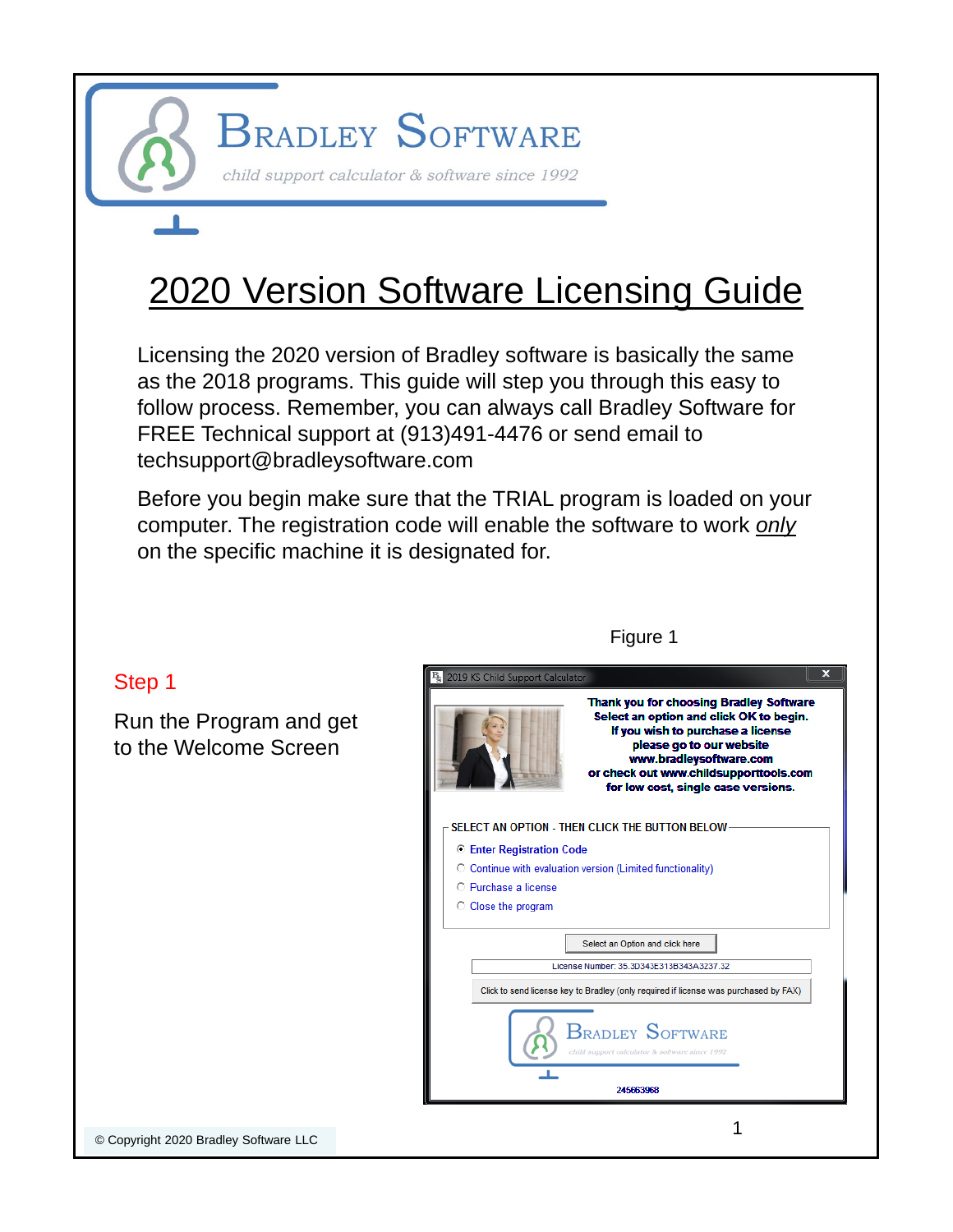# BRADLEY SOFTWARE

*child support calculator & software since 1992*

# 2020 Version Software Licensing Guide

Licensing the 2020 version of Bradley software is basically the same as the 2018 programs. This guide will step you through this easy to follow process. Remember, you can always call Bradley Software for FREE Technical support at (913)491-4476 or send email to techsupport@bradleysoftware.com

Before you begin make sure that the TRIAL program is loaded on your computer. The registration code will enable the software to work *only* on the specific machine it is designated for.

Figure 1

## Step 1

Run the Program and get to the Welcome Screen

2019 KS Child Support Calculator

**Thank you for choosing Bradley Software**
**Select an option and click OK to begin.**
**If you wish to purchase a license please go to our website www.bradleysoftware.com or check out www.childsupporttools.com for low cost, single case versions.**

SELECT AN OPTION - THEN CLICK THE BUTTON BELOW

- Enter Registration Code
- Continue with evaluation version (Limited functionality)
- Purchase a license
- Close the program

Select an Option and click here

License Number: 35.3D343E313B343A3237.32

Click to send license key to Bradley (only required if license was purchased by FAX)

BRADLEY SOFTWARE
child support calculator & software since 1992

245663968

© Copyright 2020 Bradley Software LLC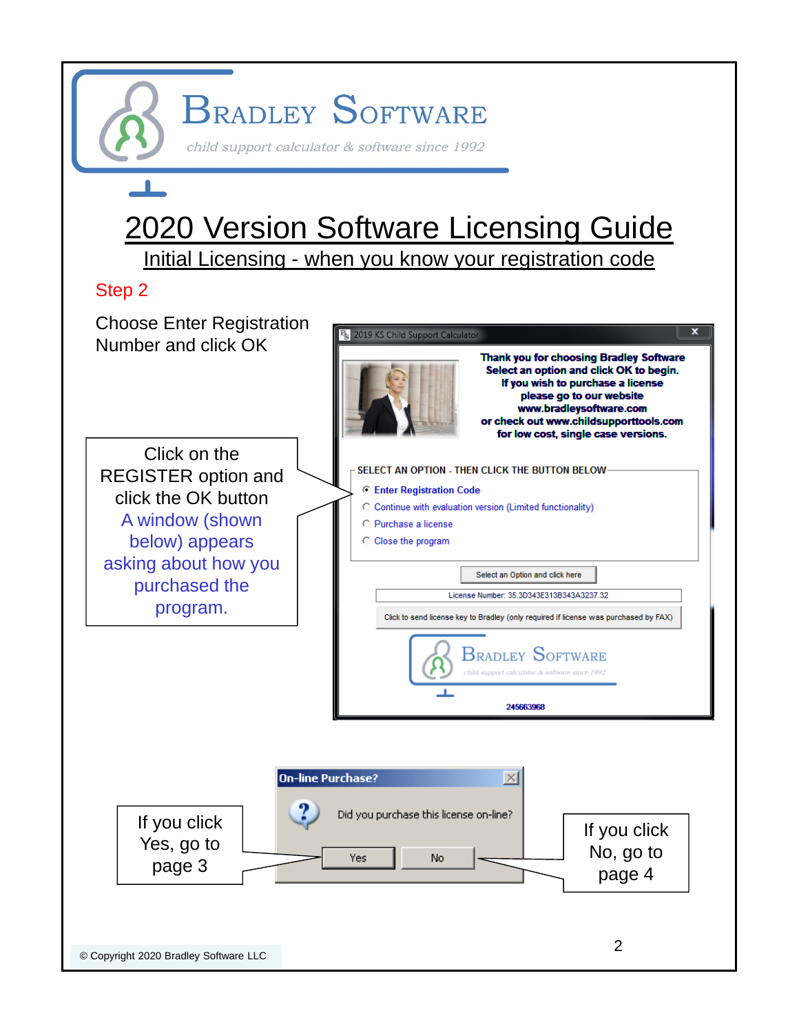# Bradley Software

*child support calculator & software since 1992*

# 2020 Version Software Licensing Guide

## Initial Licensing - when you know your registration code

### Step 2

Choose Enter Registration Number and click OK

2019 KS Child Support Calculator

**Thank you for choosing Bradley Software**
**Select an option and click OK to begin.**
**If you wish to purchase a license please go to our website www.bradleysoftware.com or check out www.childsupporttools.com for low cost, single case versions.**

SELECT AN OPTION - THEN CLICK THE BUTTON BELOW

- Enter Registration Code
- Continue with evaluation version (Limited functionality)
- Purchase a license
- Close the program

Select an Option and click here

License Number: 35.3D343E313B343A3237.32

Click to send license key to Bradley (only required if license was purchased by FAX)

245663968

Click on the REGISTER option and click the OK button
A window (shown below) appears asking about how you purchased the program.

**On-line Purchase?**

Did you purchase this license on-line?

Yes | No

If you click Yes, go to page 3

If you click No, go to page 4

© Copyright 2020 Bradley Software LLC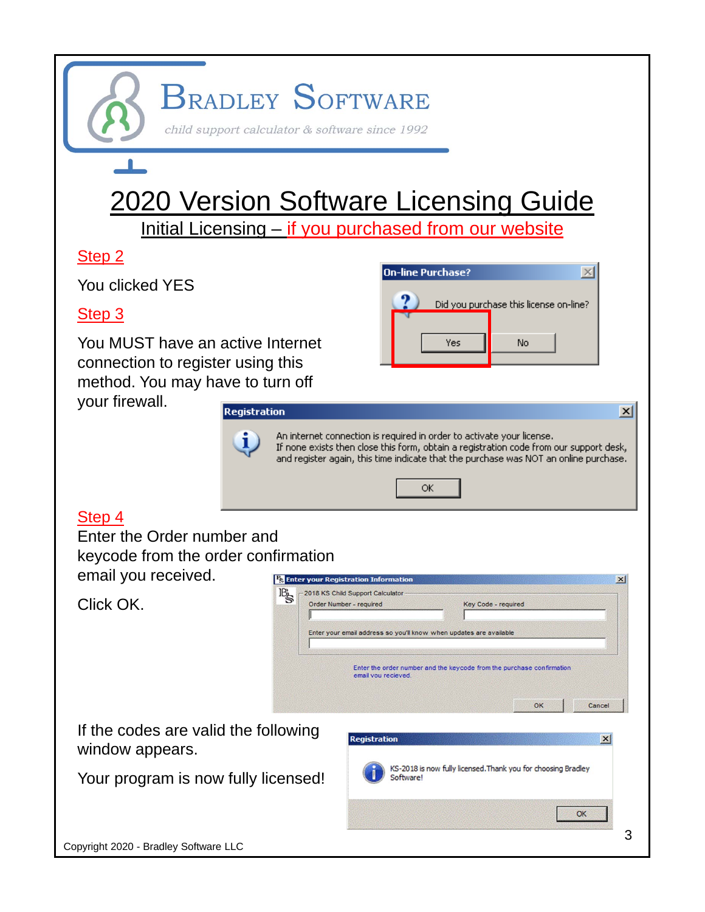# BRADLEY SOFTWARE

*child support calculator & software since 1992*

# 2020 Version Software Licensing Guide

## Initial Licensing – if you purchased from our website

### Step 2

You clicked YES

**On-line Purchase?**

Did you purchase this license on-line?

Yes No

### Step 3

You MUST have an active Internet connection to register using this method. You may have to turn off your firewall.

**Registration**

An internet connection is required in order to activate your license.
If none exists then close this form, obtain a registration code from our support desk, and register again, this time indicate that the purchase was NOT an online purchase.

OK

### Step 4

Enter the Order number and keycode from the order confirmation email you received.

Click OK.

**Enter your Registration Information**

2018 KS Child Support Calculator

Order Number - required

Key Code - required

Enter your email address so you'll know when updates are available

Enter the order number and the keycode from the purchase confirmation email you recieved.

OK Cancel

If the codes are valid the following window appears.

Your program is now fully licensed!

**Registration**

KS-2018 is now fully licensed.Thank you for choosing Bradley Software!

OK

Copyright 2020 - Bradley Software LLC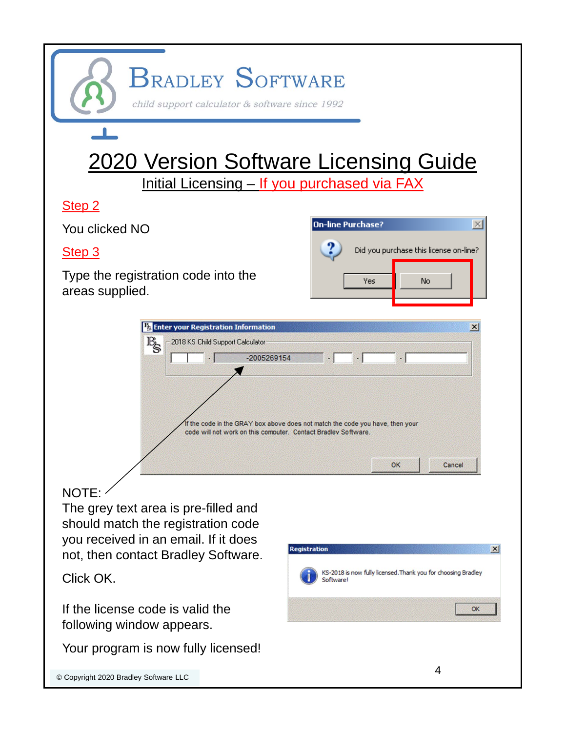BRADLEY SOFTWARE

*child support calculator & software since 1992*

# 2020 Version Software Licensing Guide

## Initial Licensing – If you purchased via FAX

### Step 2

You clicked NO

### Step 3

Type the registration code into the areas supplied.

NOTE:
The grey text area is pre-filled and should match the registration code you received in an email. If it does not, then contact Bradley Software.

Click OK.

If the license code is valid the following window appears.

Your program is now fully licensed!

© Copyright 2020 Bradley Software LLC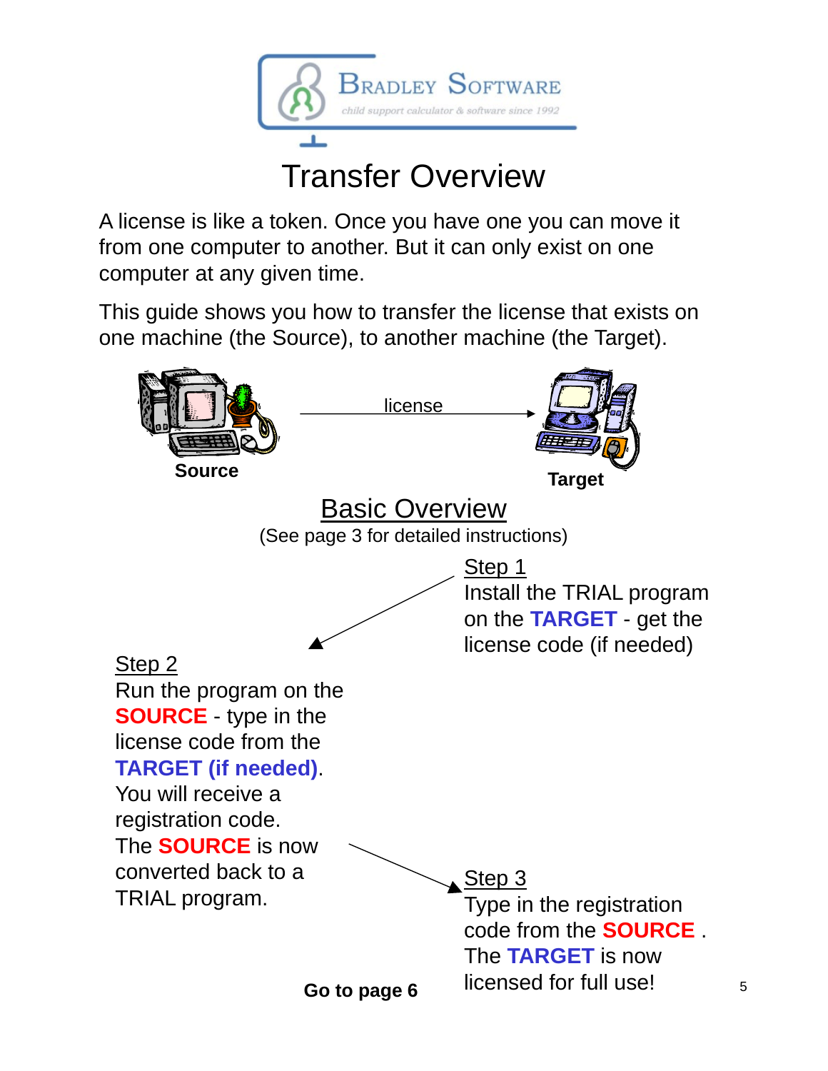BRADLEY SOFTWARE

*child support calculator & software since 1992*

# Transfer Overview

A license is like a token. Once you have one you can move it from one computer to another. But it can only exist on one computer at any given time.

This guide shows you how to transfer the license that exists on one machine (the Source), to another machine (the Target).

**Source** → license → **Target**

## Basic Overview

(See page 3 for detailed instructions)

### Step 1

Install the TRIAL program on the **TARGET** - get the license code (if needed)

### Step 2

Run the program on the **SOURCE** - type in the license code from the **TARGET (if needed)**. You will receive a registration code. The **SOURCE** is now converted back to a TRIAL program.

### Step 3

Type in the registration code from the **SOURCE** . The **TARGET** is now licensed for full use!

**Go to page 6**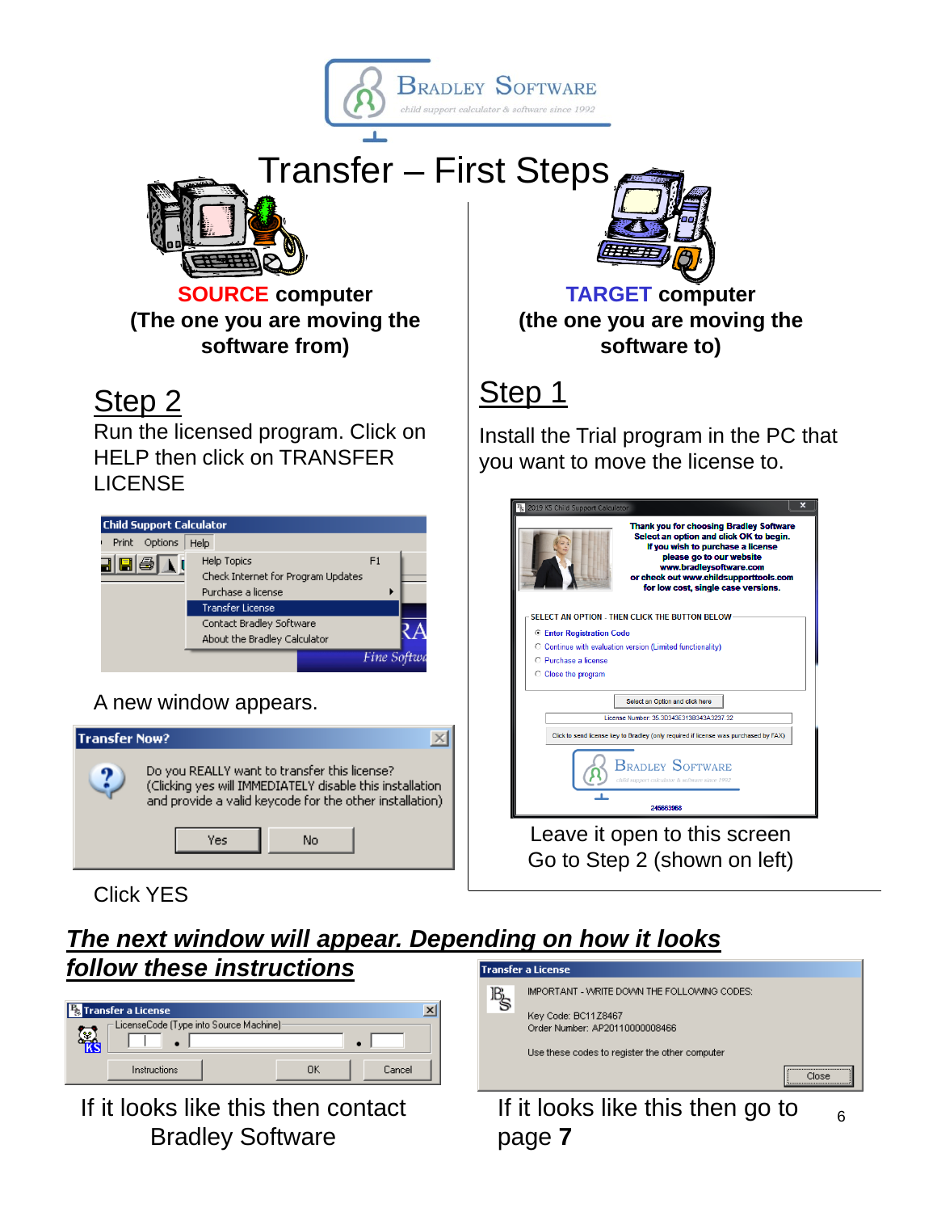# Transfer – First Steps

## TARGET computer
**(the one you are moving the software to)**

### Step 1

Install the Trial program in the PC that you want to move the license to.

Leave it open to this screen
Go to Step 2 (shown on left)

## SOURCE computer
**(The one you are moving the software from)**

### Step 2

Run the licensed program. Click on HELP then click on TRANSFER LICENSE

A new window appears.

Click YES

***The next window will appear. Depending on how it looks follow these instructions***

If it looks like this then contact Bradley Software

If it looks like this then go to page **7**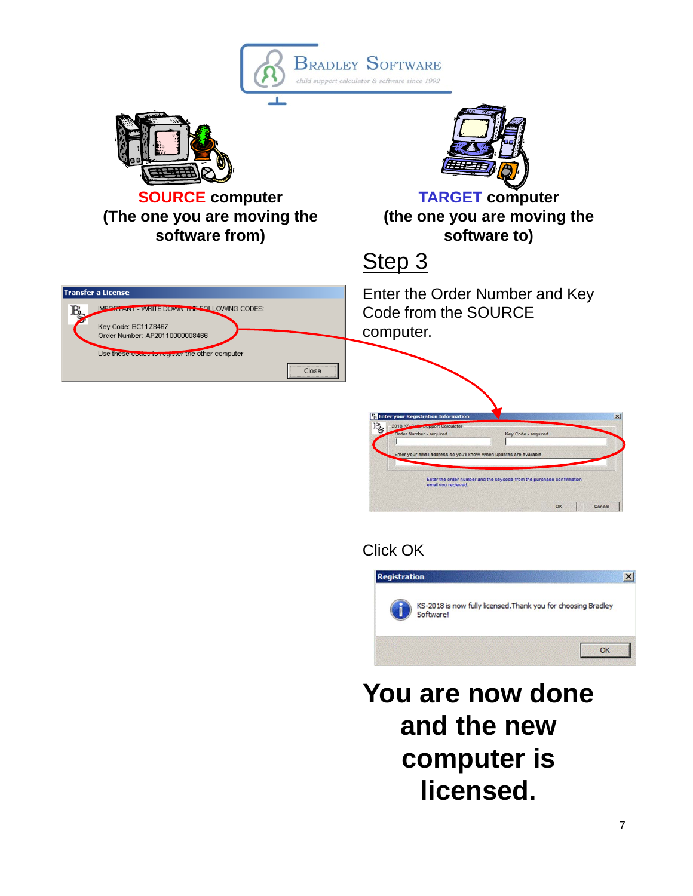BRADLEY SOFTWARE

child support calculator & software since 1992

**SOURCE computer**
**(The one you are moving the software from)**

**TARGET computer**
**(the one you are moving the software to)**

## Step 3

Enter the Order Number and Key Code from the SOURCE computer.

Transfer a License

IMPORTANT - WRITE DOWN THE FOLLOWING CODES:

Key Code: BC11Z8467
Order Number: AP20110000008466

Use these codes to register the other computer

Close

Enter your Registration Information

2018 KS Child Support Calculator

Order Number - required

Key Code - required

Enter your email address so you'll know when updates are available

Enter the order number and the keycode from the purchase confirmation email you recieved.

OK Cancel

Click OK

Registration

KS-2018 is now fully licensed.Thank you for choosing Bradley Software!

OK

# You are now done and the new computer is licensed.